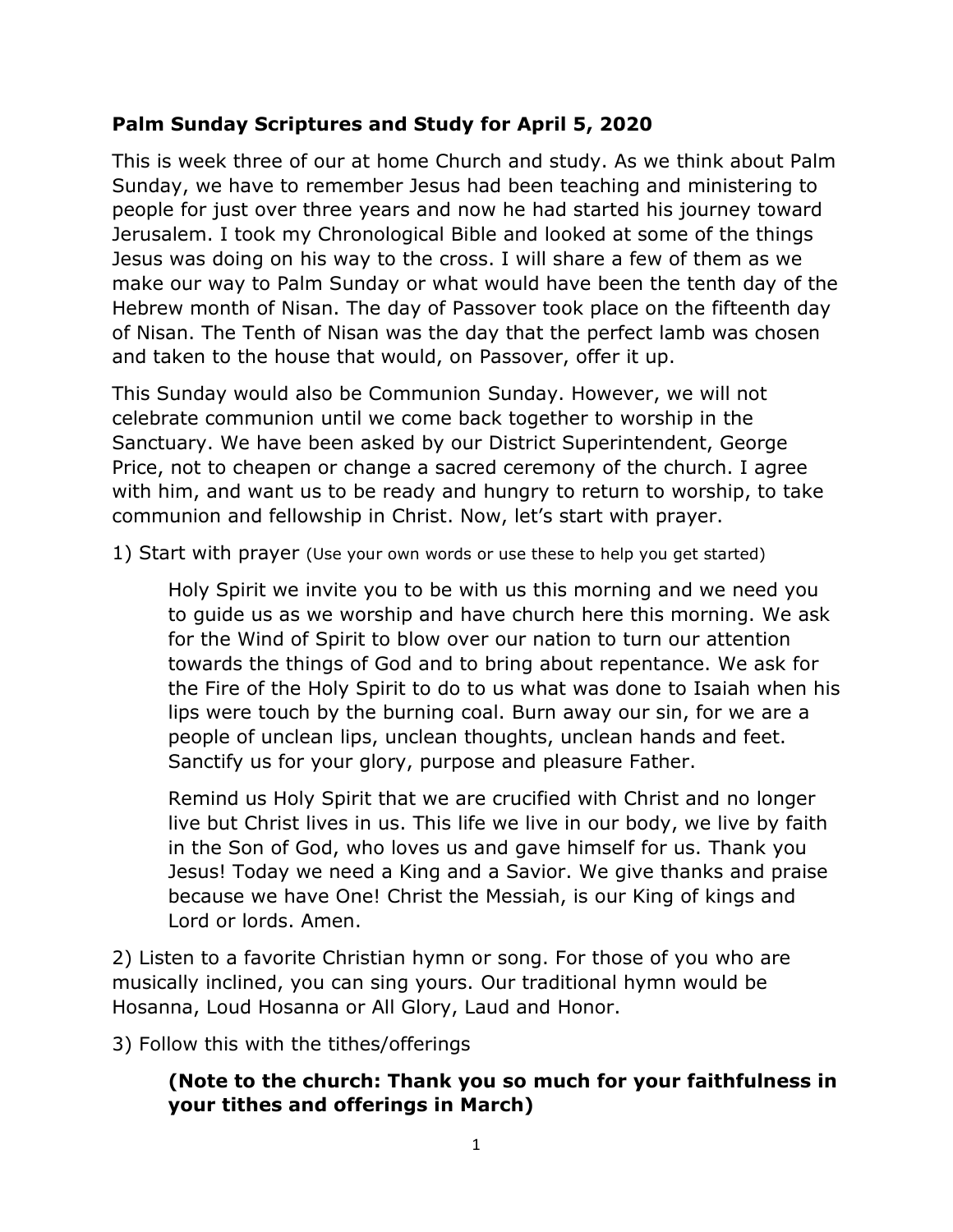**Palm Sunday Scriptures and Study for April 5, 2020**

This is week three of our at home Church and study. As we think about Palm Sunday, we have to remember Jesus had been teaching and ministering to people for just over three years and now he had started his journey toward Jerusalem. I took my Chronological Bible and looked at some of the things Jesus was doing on his way to the cross. I will share a few of them as we make our way to Palm Sunday or what would have been the tenth day of the Hebrew month of Nisan. The day of Passover took place on the fifteenth day of Nisan. The Tenth of Nisan was the day that the perfect lamb was chosen and taken to the house that would, on Passover, offer it up.

This Sunday would also be Communion Sunday. However, we will not celebrate communion until we come back together to worship in the Sanctuary. We have been asked by our District Superintendent, George Price, not to cheapen or change a sacred ceremony of the church. I agree with him, and want us to be ready and hungry to return to worship, to take communion and fellowship in Christ. Now, let's start with prayer.

1) Start with prayer (Use your own words or use these to help you get started)

> Holy Spirit we invite you to be with us this morning and we need you to guide us as we worship and have church here this morning. We ask for the Wind of Spirit to blow over our nation to turn our attention towards the things of God and to bring about repentance. We ask for the Fire of the Holy Spirit to do to us what was done to Isaiah when his lips were touch by the burning coal. Burn away our sin, for we are a people of unclean lips, unclean thoughts, unclean hands and feet. Sanctify us for your glory, purpose and pleasure Father.
>
> Remind us Holy Spirit that we are crucified with Christ and no longer live but Christ lives in us. This life we live in our body, we live by faith in the Son of God, who loves us and gave himself for us. Thank you Jesus! Today we need a King and a Savior. We give thanks and praise because we have One! Christ the Messiah, is our King of kings and Lord or lords. Amen.

2) Listen to a favorite Christian hymn or song. For those of you who are musically inclined, you can sing yours. Our traditional hymn would be Hosanna, Loud Hosanna or All Glory, Laud and Honor.

3) Follow this with the tithes/offerings

> **(Note to the church: Thank you so much for your faithfulness in your tithes and offerings in March)**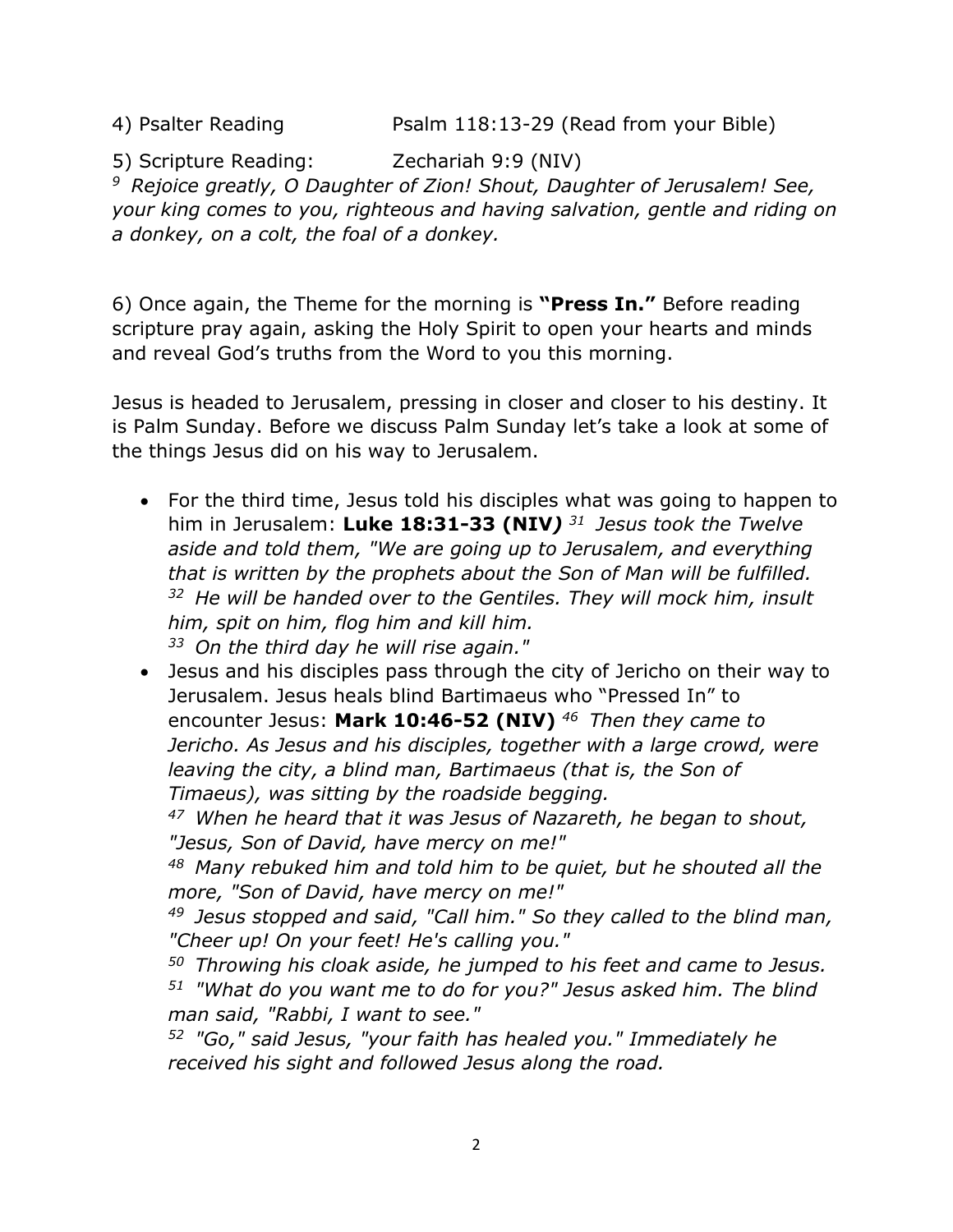4) Psalter Reading Psalm 118:13-29 (Read from your Bible)

5) Scripture Reading: Zechariah 9:9 (NIV)
*[9] Rejoice greatly, O Daughter of Zion! Shout, Daughter of Jerusalem! See, your king comes to you, righteous and having salvation, gentle and riding on a donkey, on a colt, the foal of a donkey.*

6) Once again, the Theme for the morning is **"Press In."** Before reading scripture pray again, asking the Holy Spirit to open your hearts and minds and reveal God's truths from the Word to you this morning.

Jesus is headed to Jerusalem, pressing in closer and closer to his destiny. It is Palm Sunday. Before we discuss Palm Sunday let's take a look at some of the things Jesus did on his way to Jerusalem.

- For the third time, Jesus told his disciples what was going to happen to him in Jerusalem: **Luke 18:31-33 (NIV***)* *[31] Jesus took the Twelve aside and told them, "We are going up to Jerusalem, and everything that is written by the prophets about the Son of Man will be fulfilled.*
  *[32] He will be handed over to the Gentiles. They will mock him, insult him, spit on him, flog him and kill him.*
  *[33] On the third day he will rise again."*
- Jesus and his disciples pass through the city of Jericho on their way to Jerusalem. Jesus heals blind Bartimaeus who "Pressed In" to encounter Jesus: **Mark 10:46-52 (NIV)** *[46] Then they came to Jericho. As Jesus and his disciples, together with a large crowd, were leaving the city, a blind man, Bartimaeus (that is, the Son of Timaeus), was sitting by the roadside begging.*
  *[47] When he heard that it was Jesus of Nazareth, he began to shout, "Jesus, Son of David, have mercy on me!"*
  *[48] Many rebuked him and told him to be quiet, but he shouted all the more, "Son of David, have mercy on me!"*
  *[49] Jesus stopped and said, "Call him." So they called to the blind man, "Cheer up! On your feet! He's calling you."*
  *[50] Throwing his cloak aside, he jumped to his feet and came to Jesus.*
  *[51] "What do you want me to do for you?" Jesus asked him. The blind man said, "Rabbi, I want to see."*
  *[52] "Go," said Jesus, "your faith has healed you." Immediately he received his sight and followed Jesus along the road.*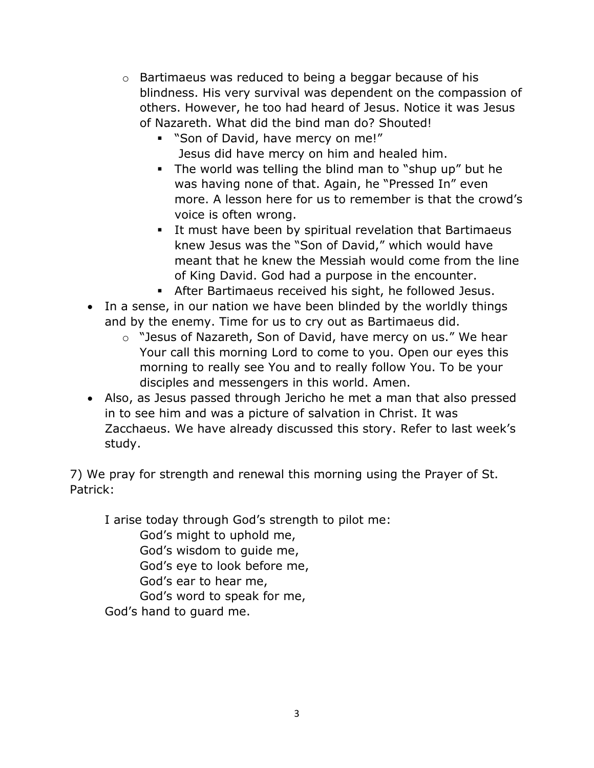- Bartimaeus was reduced to being a beggar because of his blindness. His very survival was dependent on the compassion of others. However, he too had heard of Jesus. Notice it was Jesus of Nazareth. What did the bind man do? Shouted!
        - "Son of David, have mercy on me!"
          Jesus did have mercy on him and healed him.
        - The world was telling the blind man to "shup up" but he was having none of that. Again, he "Pressed In" even more. A lesson here for us to remember is that the crowd's voice is often wrong.
        - It must have been by spiritual revelation that Bartimaeus knew Jesus was the "Son of David," which would have meant that he knew the Messiah would come from the line of King David. God had a purpose in the encounter.
        - After Bartimaeus received his sight, he followed Jesus.
- In a sense, in our nation we have been blinded by the worldly things and by the enemy. Time for us to cry out as Bartimaeus did.
    - "Jesus of Nazareth, Son of David, have mercy on us." We hear Your call this morning Lord to come to you. Open our eyes this morning to really see You and to really follow You. To be your disciples and messengers in this world. Amen.
- Also, as Jesus passed through Jericho he met a man that also pressed in to see him and was a picture of salvation in Christ. It was Zacchaeus. We have already discussed this story. Refer to last week's study.

7) We pray for strength and renewal this morning using the Prayer of St. Patrick:

I arise today through God's strength to pilot me:
God's might to uphold me,
God's wisdom to guide me,
God's eye to look before me,
God's ear to hear me,
God's word to speak for me,
God's hand to guard me.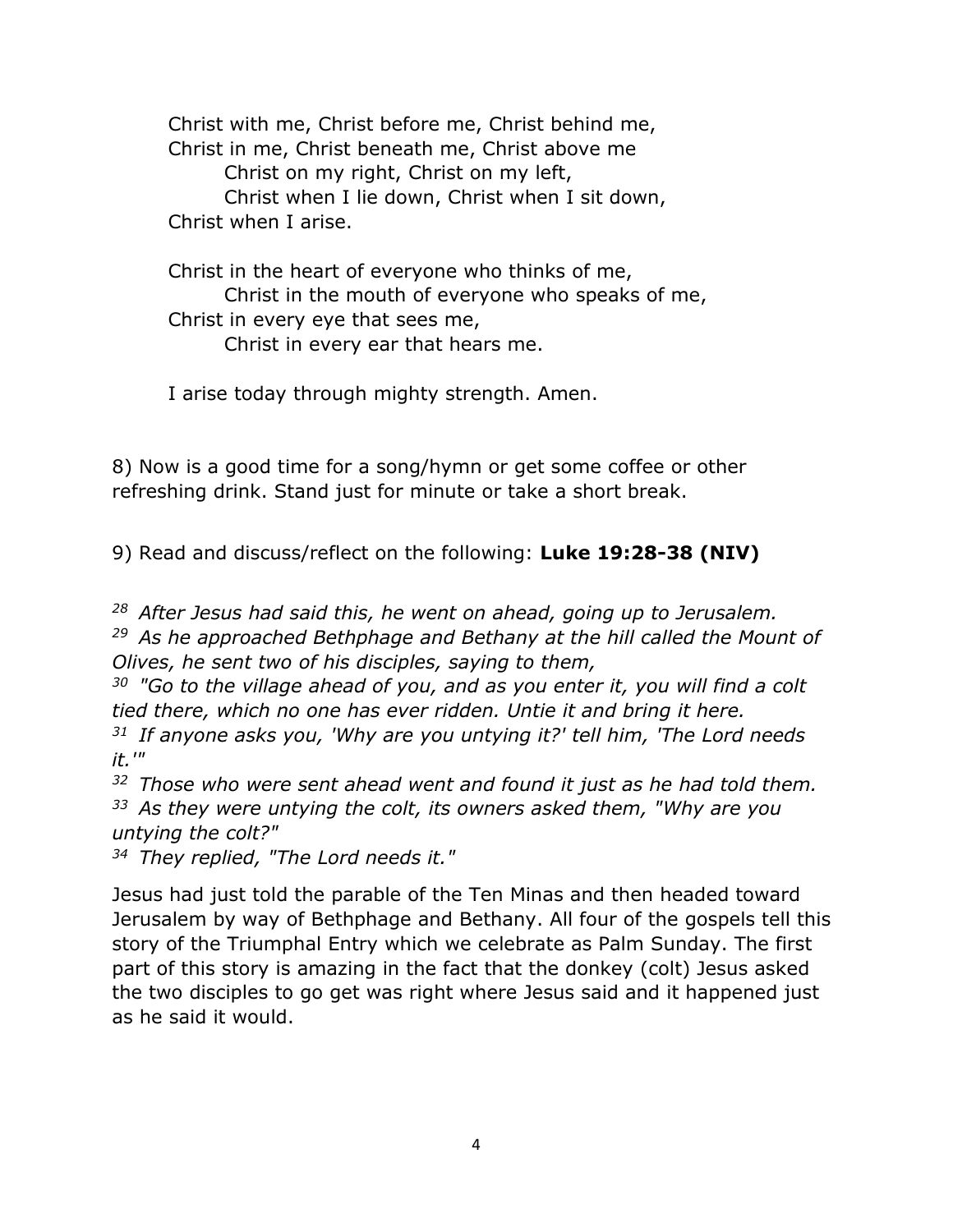Christ with me, Christ before me, Christ behind me,
Christ in me, Christ beneath me, Christ above me
    Christ on my right, Christ on my left,
    Christ when I lie down, Christ when I sit down,
Christ when I arise.

Christ in the heart of everyone who thinks of me,
    Christ in the mouth of everyone who speaks of me,
Christ in every eye that sees me,
    Christ in every ear that hears me.

I arise today through mighty strength. Amen.

8) Now is a good time for a song/hymn or get some coffee or other refreshing drink. Stand just for minute or take a short break.

9) Read and discuss/reflect on the following: **Luke 19:28-38 (NIV)**

*28 After Jesus had said this, he went on ahead, going up to Jerusalem.*
*29 As he approached Bethphage and Bethany at the hill called the Mount of Olives, he sent two of his disciples, saying to them,*
*30 "Go to the village ahead of you, and as you enter it, you will find a colt tied there, which no one has ever ridden. Untie it and bring it here.*
*31 If anyone asks you, 'Why are you untying it?' tell him, 'The Lord needs it.'"*
*32 Those who were sent ahead went and found it just as he had told them.*
*33 As they were untying the colt, its owners asked them, "Why are you untying the colt?"*
*34 They replied, "The Lord needs it."*

Jesus had just told the parable of the Ten Minas and then headed toward Jerusalem by way of Bethphage and Bethany. All four of the gospels tell this story of the Triumphal Entry which we celebrate as Palm Sunday. The first part of this story is amazing in the fact that the donkey (colt) Jesus asked the two disciples to go get was right where Jesus said and it happened just as he said it would.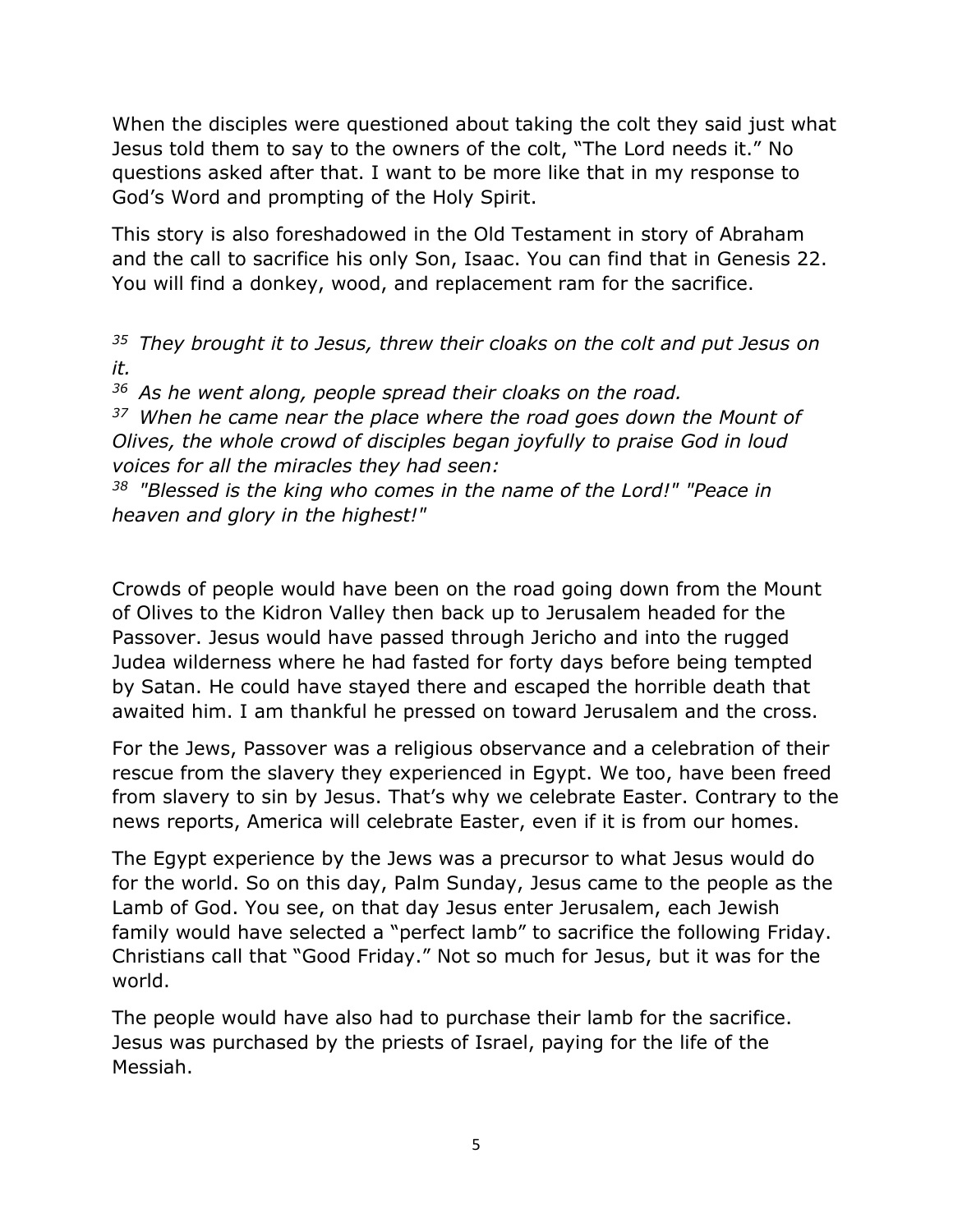When the disciples were questioned about taking the colt they said just what Jesus told them to say to the owners of the colt, "The Lord needs it." No questions asked after that. I want to be more like that in my response to God's Word and prompting of the Holy Spirit.

This story is also foreshadowed in the Old Testament in story of Abraham and the call to sacrifice his only Son, Isaac. You can find that in Genesis 22. You will find a donkey, wood, and replacement ram for the sacrifice.

*35 They brought it to Jesus, threw their cloaks on the colt and put Jesus on it.*
*36 As he went along, people spread their cloaks on the road.*
*37 When he came near the place where the road goes down the Mount of Olives, the whole crowd of disciples began joyfully to praise God in loud voices for all the miracles they had seen:*
*38 "Blessed is the king who comes in the name of the Lord!" "Peace in heaven and glory in the highest!"*

Crowds of people would have been on the road going down from the Mount of Olives to the Kidron Valley then back up to Jerusalem headed for the Passover. Jesus would have passed through Jericho and into the rugged Judea wilderness where he had fasted for forty days before being tempted by Satan. He could have stayed there and escaped the horrible death that awaited him. I am thankful he pressed on toward Jerusalem and the cross.

For the Jews, Passover was a religious observance and a celebration of their rescue from the slavery they experienced in Egypt. We too, have been freed from slavery to sin by Jesus. That's why we celebrate Easter. Contrary to the news reports, America will celebrate Easter, even if it is from our homes.

The Egypt experience by the Jews was a precursor to what Jesus would do for the world. So on this day, Palm Sunday, Jesus came to the people as the Lamb of God. You see, on that day Jesus enter Jerusalem, each Jewish family would have selected a "perfect lamb" to sacrifice the following Friday. Christians call that "Good Friday." Not so much for Jesus, but it was for the world.

The people would have also had to purchase their lamb for the sacrifice. Jesus was purchased by the priests of Israel, paying for the life of the Messiah.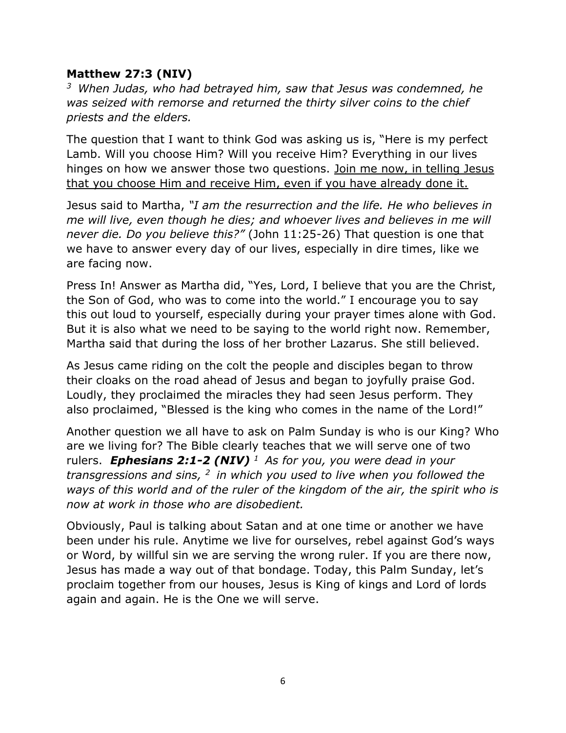**Matthew 27:3 (NIV)**

*[3] When Judas, who had betrayed him, saw that Jesus was condemned, he was seized with remorse and returned the thirty silver coins to the chief priests and the elders.*

The question that I want to think God was asking us is, "Here is my perfect Lamb. Will you choose Him? Will you receive Him? Everything in our lives hinges on how we answer those two questions. <u>Join me now, in telling Jesus that you choose Him and receive Him, even if you have already done it.</u>

Jesus said to Martha, *"I am the resurrection and the life. He who believes in me will live, even though he dies; and whoever lives and believes in me will never die. Do you believe this?"* (John 11:25-26) That question is one that we have to answer every day of our lives, especially in dire times, like we are facing now.

Press In! Answer as Martha did, "Yes, Lord, I believe that you are the Christ, the Son of God, who was to come into the world." I encourage you to say this out loud to yourself, especially during your prayer times alone with God. But it is also what we need to be saying to the world right now. Remember, Martha said that during the loss of her brother Lazarus. She still believed.

As Jesus came riding on the colt the people and disciples began to throw their cloaks on the road ahead of Jesus and began to joyfully praise God. Loudly, they proclaimed the miracles they had seen Jesus perform. They also proclaimed, "Blessed is the king who comes in the name of the Lord!"

Another question we all have to ask on Palm Sunday is who is our King? Who are we living for? The Bible clearly teaches that we will serve one of two rulers. ***Ephesians 2:1-2 (NIV)*** *[1] As for you, you were dead in your transgressions and sins, [2] in which you used to live when you followed the ways of this world and of the ruler of the kingdom of the air, the spirit who is now at work in those who are disobedient.*

Obviously, Paul is talking about Satan and at one time or another we have been under his rule. Anytime we live for ourselves, rebel against God's ways or Word, by willful sin we are serving the wrong ruler. If you are there now, Jesus has made a way out of that bondage. Today, this Palm Sunday, let's proclaim together from our houses, Jesus is King of kings and Lord of lords again and again. He is the One we will serve.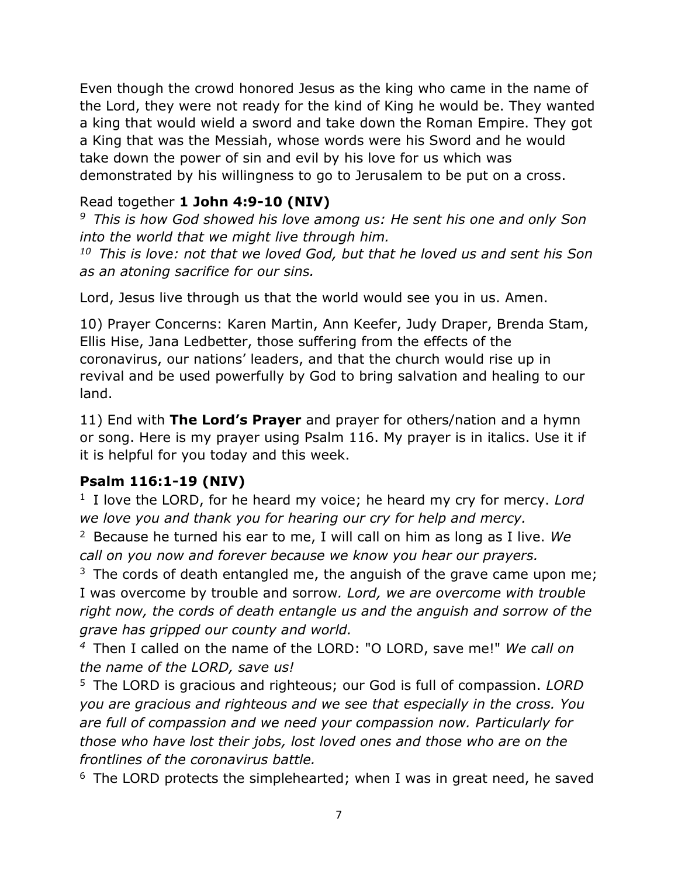Even though the crowd honored Jesus as the king who came in the name of the Lord, they were not ready for the kind of King he would be. They wanted a king that would wield a sword and take down the Roman Empire. They got a King that was the Messiah, whose words were his Sword and he would take down the power of sin and evil by his love for us which was demonstrated by his willingness to go to Jerusalem to be put on a cross.

Read together **1 John 4:9-10 (NIV)**

*[9] This is how God showed his love among us: He sent his one and only Son into the world that we might live through him.*

*[10] This is love: not that we loved God, but that he loved us and sent his Son as an atoning sacrifice for our sins.*

Lord, Jesus live through us that the world would see you in us. Amen.

10) Prayer Concerns: Karen Martin, Ann Keefer, Judy Draper, Brenda Stam, Ellis Hise, Jana Ledbetter, those suffering from the effects of the coronavirus, our nations' leaders, and that the church would rise up in revival and be used powerfully by God to bring salvation and healing to our land.

11) End with **The Lord's Prayer** and prayer for others/nation and a hymn or song. Here is my prayer using Psalm 116. My prayer is in italics. Use it if it is helpful for you today and this week.

**Psalm 116:1-19 (NIV)**

[1] I love the LORD, for he heard my voice; he heard my cry for mercy. *Lord we love you and thank you for hearing our cry for help and mercy.*

[2] Because he turned his ear to me, I will call on him as long as I live. *We call on you now and forever because we know you hear our prayers.*

[3] The cords of death entangled me, the anguish of the grave came upon me; I was overcome by trouble and sorrow*. Lord, we are overcome with trouble right now, the cords of death entangle us and the anguish and sorrow of the grave has gripped our county and world.*

[4] Then I called on the name of the LORD: "O LORD, save me!" *We call on the name of the LORD, save us!*

[5] The LORD is gracious and righteous; our God is full of compassion. *LORD you are gracious and righteous and we see that especially in the cross. You are full of compassion and we need your compassion now. Particularly for those who have lost their jobs, lost loved ones and those who are on the frontlines of the coronavirus battle.*

[6] The LORD protects the simplehearted; when I was in great need, he saved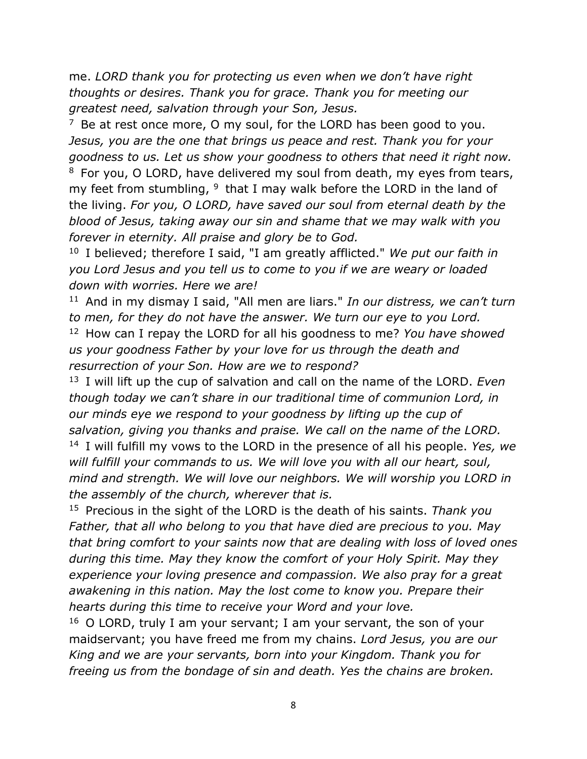me. *LORD thank you for protecting us even when we don't have right thoughts or desires. Thank you for grace. Thank you for meeting our greatest need, salvation through your Son, Jesus.*

7 Be at rest once more, O my soul, for the LORD has been good to you. *Jesus, you are the one that brings us peace and rest. Thank you for your goodness to us. Let us show your goodness to others that need it right now.*

8 For you, O LORD, have delivered my soul from death, my eyes from tears, my feet from stumbling, 9 that I may walk before the LORD in the land of the living. *For you, O LORD, have saved our soul from eternal death by the blood of Jesus, taking away our sin and shame that we may walk with you forever in eternity. All praise and glory be to God.*

10 I believed; therefore I said, "I am greatly afflicted." *We put our faith in you Lord Jesus and you tell us to come to you if we are weary or loaded down with worries. Here we are!*

11 And in my dismay I said, "All men are liars." *In our distress, we can't turn to men, for they do not have the answer. We turn our eye to you Lord.*

12 How can I repay the LORD for all his goodness to me? *You have showed us your goodness Father by your love for us through the death and resurrection of your Son. How are we to respond?*

13 I will lift up the cup of salvation and call on the name of the LORD. *Even though today we can't share in our traditional time of communion Lord, in our minds eye we respond to your goodness by lifting up the cup of salvation, giving you thanks and praise. We call on the name of the LORD.*

14 I will fulfill my vows to the LORD in the presence of all his people. *Yes, we will fulfill your commands to us. We will love you with all our heart, soul, mind and strength. We will love our neighbors. We will worship you LORD in the assembly of the church, wherever that is.*

15 Precious in the sight of the LORD is the death of his saints. *Thank you Father, that all who belong to you that have died are precious to you. May that bring comfort to your saints now that are dealing with loss of loved ones during this time. May they know the comfort of your Holy Spirit. May they experience your loving presence and compassion. We also pray for a great awakening in this nation. May the lost come to know you. Prepare their hearts during this time to receive your Word and your love.*

16 O LORD, truly I am your servant; I am your servant, the son of your maidservant; you have freed me from my chains. *Lord Jesus, you are our King and we are your servants, born into your Kingdom. Thank you for freeing us from the bondage of sin and death. Yes the chains are broken.*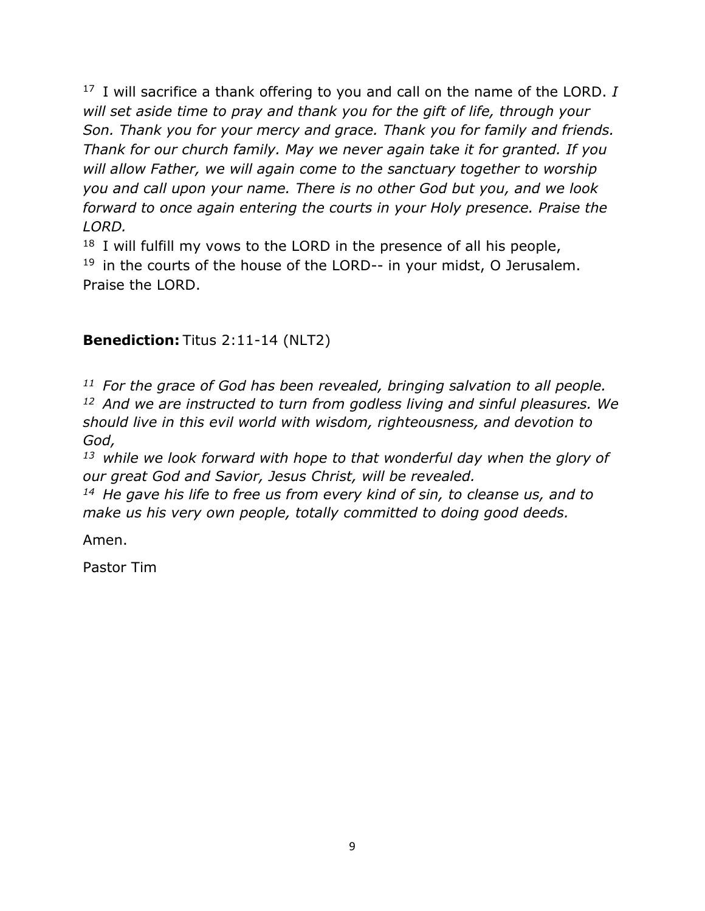[17] I will sacrifice a thank offering to you and call on the name of the LORD. *I will set aside time to pray and thank you for the gift of life, through your Son. Thank you for your mercy and grace. Thank you for family and friends. Thank for our church family. May we never again take it for granted. If you will allow Father, we will again come to the sanctuary together to worship you and call upon your name. There is no other God but you, and we look forward to once again entering the courts in your Holy presence. Praise the LORD.*

[18] I will fulfill my vows to the LORD in the presence of all his people,
[19] in the courts of the house of the LORD-- in your midst, O Jerusalem. Praise the LORD.

**Benediction:** Titus 2:11-14 (NLT2)

*[11] For the grace of God has been revealed, bringing salvation to all people.*
*[12] And we are instructed to turn from godless living and sinful pleasures. We should live in this evil world with wisdom, righteousness, and devotion to God,*
*[13] while we look forward with hope to that wonderful day when the glory of our great God and Savior, Jesus Christ, will be revealed.*
*[14] He gave his life to free us from every kind of sin, to cleanse us, and to make us his very own people, totally committed to doing good deeds.*

Amen.

Pastor Tim